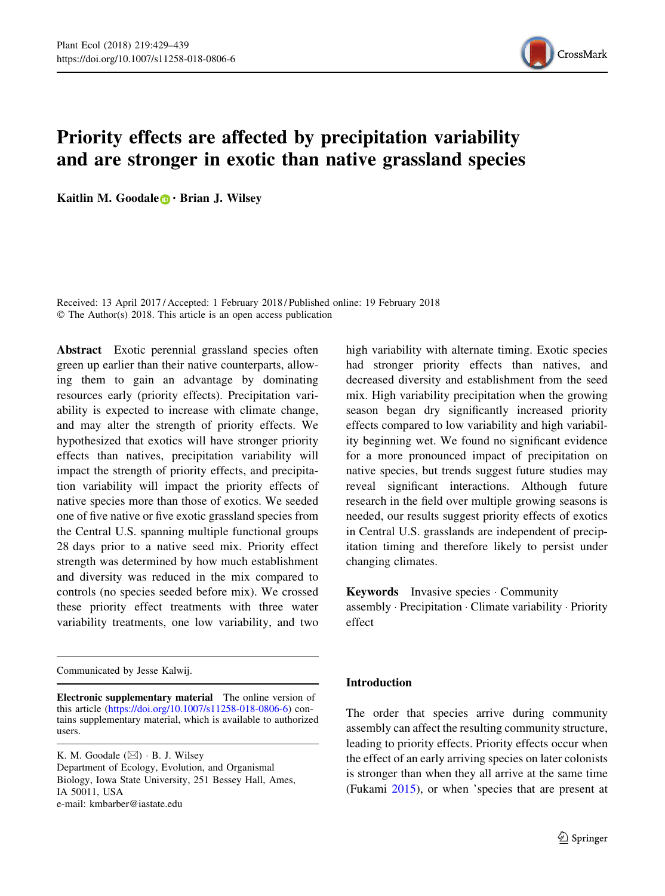# Priority effects are affected by precipitation variability and are stronger in exotic than native grassland species

**Kaitlin M. Goodale · Brian J. Wilsey**

Received: 13 April 2017 / Accepted: 1 February 2018 / Published online: 19 February 2018
© The Author(s) 2018. This article is an open access publication

**Abstract** Exotic perennial grassland species often green up earlier than their native counterparts, allowing them to gain an advantage by dominating resources early (priority effects). Precipitation variability is expected to increase with climate change, and may alter the strength of priority effects. We hypothesized that exotics will have stronger priority effects than natives, precipitation variability will impact the strength of priority effects, and precipitation variability will impact the priority effects of native species more than those of exotics. We seeded one of five native or five exotic grassland species from the Central U.S. spanning multiple functional groups 28 days prior to a native seed mix. Priority effect strength was determined by how much establishment and diversity was reduced in the mix compared to controls (no species seeded before mix). We crossed these priority effect treatments with three water variability treatments, one low variability, and two high variability with alternate timing. Exotic species had stronger priority effects than natives, and decreased diversity and establishment from the seed mix. High variability precipitation when the growing season began dry significantly increased priority effects compared to low variability and high variability beginning wet. We found no significant evidence for a more pronounced impact of precipitation on native species, but trends suggest future studies may reveal significant interactions. Although future research in the field over multiple growing seasons is needed, our results suggest priority effects of exotics in Central U.S. grasslands are independent of precipitation timing and therefore likely to persist under changing climates.

**Keywords** Invasive species · Community assembly · Precipitation · Climate variability · Priority effect

Communicated by Jesse Kalwij.

**Electronic supplementary material** The online version of this article (https://doi.org/10.1007/s11258-018-0806-6) contains supplementary material, which is available to authorized users.

K. M. Goodale (✉) · B. J. Wilsey
Department of Ecology, Evolution, and Organismal Biology, Iowa State University, 251 Bessey Hall, Ames, IA 50011, USA
e-mail: kmbarber@iastate.edu

## Introduction

The order that species arrive during community assembly can affect the resulting community structure, leading to priority effects. Priority effects occur when the effect of an early arriving species on later colonists is stronger than when they all arrive at the same time (Fukami 2015), or when 'species that are present at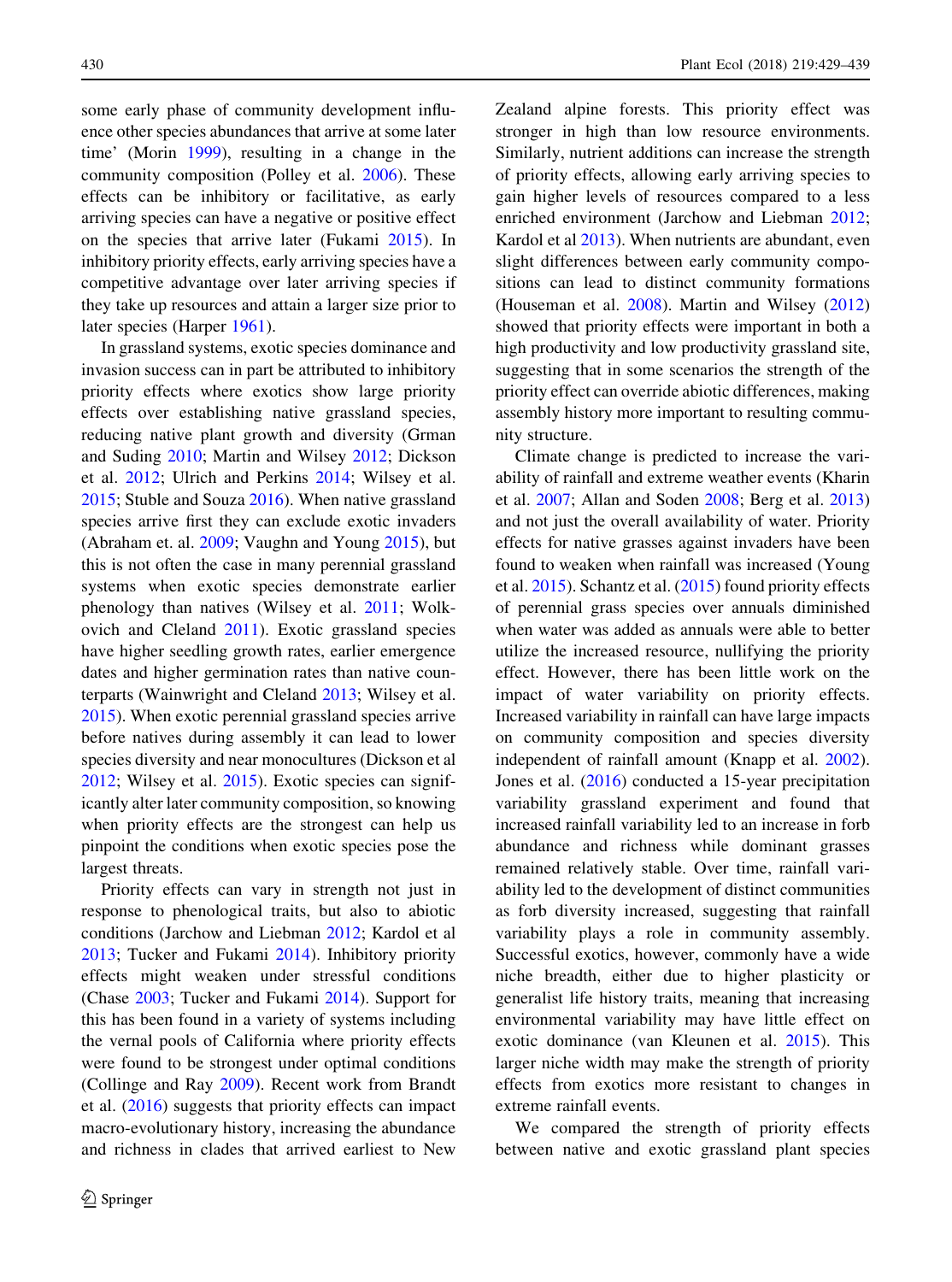some early phase of community development influence other species abundances that arrive at some later time' (Morin 1999), resulting in a change in the community composition (Polley et al. 2006). These effects can be inhibitory or facilitative, as early arriving species can have a negative or positive effect on the species that arrive later (Fukami 2015). In inhibitory priority effects, early arriving species have a competitive advantage over later arriving species if they take up resources and attain a larger size prior to later species (Harper 1961).

In grassland systems, exotic species dominance and invasion success can in part be attributed to inhibitory priority effects where exotics show large priority effects over establishing native grassland species, reducing native plant growth and diversity (Grman and Suding 2010; Martin and Wilsey 2012; Dickson et al. 2012; Ulrich and Perkins 2014; Wilsey et al. 2015; Stuble and Souza 2016). When native grassland species arrive first they can exclude exotic invaders (Abraham et. al. 2009; Vaughn and Young 2015), but this is not often the case in many perennial grassland systems when exotic species demonstrate earlier phenology than natives (Wilsey et al. 2011; Wolkovich and Cleland 2011). Exotic grassland species have higher seedling growth rates, earlier emergence dates and higher germination rates than native counterparts (Wainwright and Cleland 2013; Wilsey et al. 2015). When exotic perennial grassland species arrive before natives during assembly it can lead to lower species diversity and near monocultures (Dickson et al 2012; Wilsey et al. 2015). Exotic species can significantly alter later community composition, so knowing when priority effects are the strongest can help us pinpoint the conditions when exotic species pose the largest threats.

Priority effects can vary in strength not just in response to phenological traits, but also to abiotic conditions (Jarchow and Liebman 2012; Kardol et al 2013; Tucker and Fukami 2014). Inhibitory priority effects might weaken under stressful conditions (Chase 2003; Tucker and Fukami 2014). Support for this has been found in a variety of systems including the vernal pools of California where priority effects were found to be strongest under optimal conditions (Collinge and Ray 2009). Recent work from Brandt et al. (2016) suggests that priority effects can impact macro-evolutionary history, increasing the abundance and richness in clades that arrived earliest to New Zealand alpine forests. This priority effect was stronger in high than low resource environments. Similarly, nutrient additions can increase the strength of priority effects, allowing early arriving species to gain higher levels of resources compared to a less enriched environment (Jarchow and Liebman 2012; Kardol et al 2013). When nutrients are abundant, even slight differences between early community compositions can lead to distinct community formations (Houseman et al. 2008). Martin and Wilsey (2012) showed that priority effects were important in both a high productivity and low productivity grassland site, suggesting that in some scenarios the strength of the priority effect can override abiotic differences, making assembly history more important to resulting community structure.

Climate change is predicted to increase the variability of rainfall and extreme weather events (Kharin et al. 2007; Allan and Soden 2008; Berg et al. 2013) and not just the overall availability of water. Priority effects for native grasses against invaders have been found to weaken when rainfall was increased (Young et al. 2015). Schantz et al. (2015) found priority effects of perennial grass species over annuals diminished when water was added as annuals were able to better utilize the increased resource, nullifying the priority effect. However, there has been little work on the impact of water variability on priority effects. Increased variability in rainfall can have large impacts on community composition and species diversity independent of rainfall amount (Knapp et al. 2002). Jones et al. (2016) conducted a 15-year precipitation variability grassland experiment and found that increased rainfall variability led to an increase in forb abundance and richness while dominant grasses remained relatively stable. Over time, rainfall variability led to the development of distinct communities as forb diversity increased, suggesting that rainfall variability plays a role in community assembly. Successful exotics, however, commonly have a wide niche breadth, either due to higher plasticity or generalist life history traits, meaning that increasing environmental variability may have little effect on exotic dominance (van Kleunen et al. 2015). This larger niche width may make the strength of priority effects from exotics more resistant to changes in extreme rainfall events.

We compared the strength of priority effects between native and exotic grassland plant species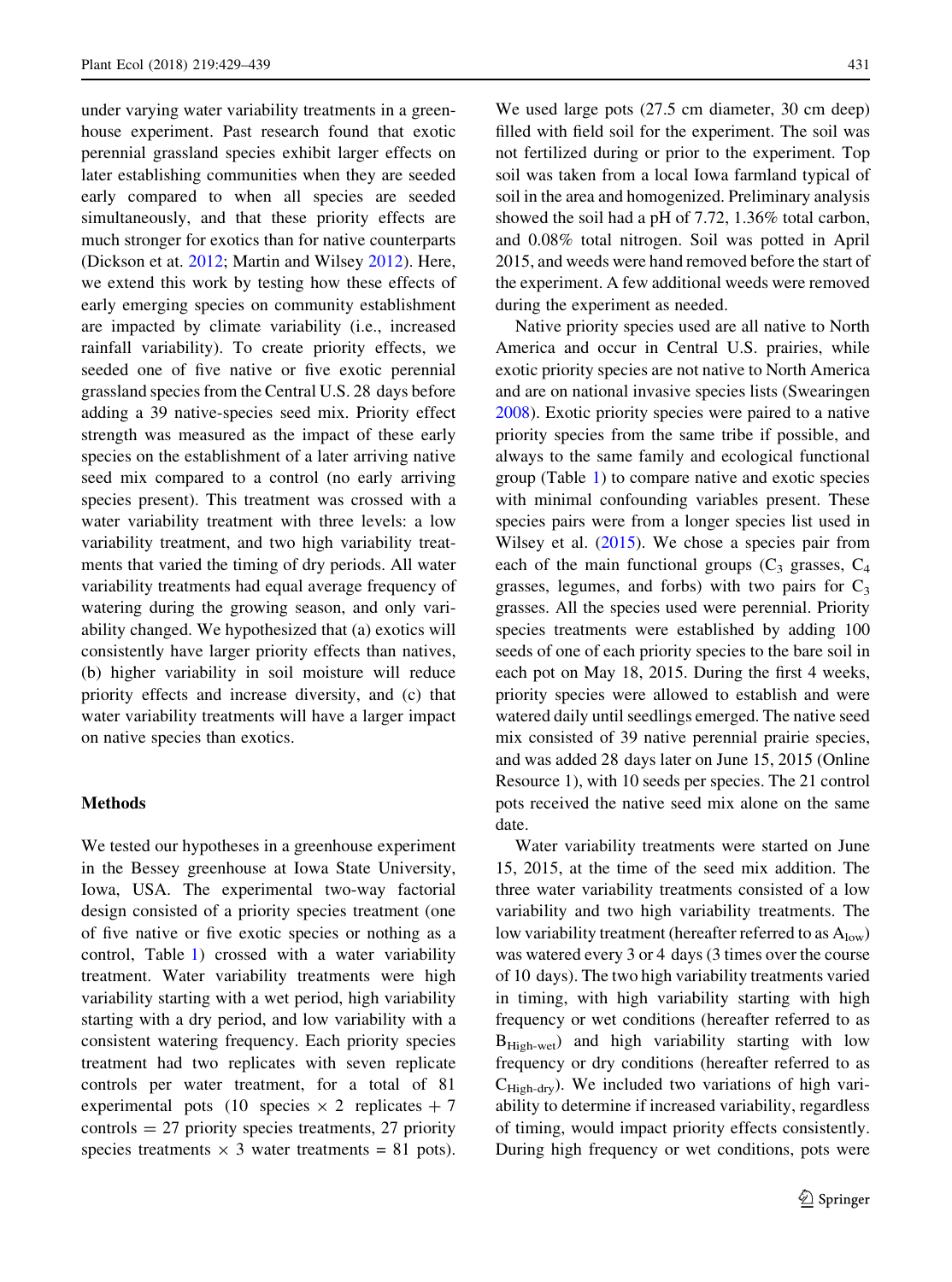under varying water variability treatments in a greenhouse experiment. Past research found that exotic perennial grassland species exhibit larger effects on later establishing communities when they are seeded early compared to when all species are seeded simultaneously, and that these priority effects are much stronger for exotics than for native counterparts (Dickson et at. 2012; Martin and Wilsey 2012). Here, we extend this work by testing how these effects of early emerging species on community establishment are impacted by climate variability (i.e., increased rainfall variability). To create priority effects, we seeded one of five native or five exotic perennial grassland species from the Central U.S. 28 days before adding a 39 native-species seed mix. Priority effect strength was measured as the impact of these early species on the establishment of a later arriving native seed mix compared to a control (no early arriving species present). This treatment was crossed with a water variability treatment with three levels: a low variability treatment, and two high variability treatments that varied the timing of dry periods. All water variability treatments had equal average frequency of watering during the growing season, and only variability changed. We hypothesized that (a) exotics will consistently have larger priority effects than natives, (b) higher variability in soil moisture will reduce priority effects and increase diversity, and (c) that water variability treatments will have a larger impact on native species than exotics.

## Methods

We tested our hypotheses in a greenhouse experiment in the Bessey greenhouse at Iowa State University, Iowa, USA. The experimental two-way factorial design consisted of a priority species treatment (one of five native or five exotic species or nothing as a control, Table 1) crossed with a water variability treatment. Water variability treatments were high variability starting with a wet period, high variability starting with a dry period, and low variability with a consistent watering frequency. Each priority species treatment had two replicates with seven replicate controls per water treatment, for a total of 81 experimental pots (10 species × 2 replicates + 7 controls = 27 priority species treatments, 27 priority species treatments × 3 water treatments = 81 pots). We used large pots (27.5 cm diameter, 30 cm deep) filled with field soil for the experiment. The soil was not fertilized during or prior to the experiment. Top soil was taken from a local Iowa farmland typical of soil in the area and homogenized. Preliminary analysis showed the soil had a pH of 7.72, 1.36% total carbon, and 0.08% total nitrogen. Soil was potted in April 2015, and weeds were hand removed before the start of the experiment. A few additional weeds were removed during the experiment as needed.

Native priority species used are all native to North America and occur in Central U.S. prairies, while exotic priority species are not native to North America and are on national invasive species lists (Swearingen 2008). Exotic priority species were paired to a native priority species from the same tribe if possible, and always to the same family and ecological functional group (Table 1) to compare native and exotic species with minimal confounding variables present. These species pairs were from a longer species list used in Wilsey et al. (2015). We chose a species pair from each of the main functional groups ($C_3$ grasses, $C_4$ grasses, legumes, and forbs) with two pairs for $C_3$ grasses. All the species used were perennial. Priority species treatments were established by adding 100 seeds of one of each priority species to the bare soil in each pot on May 18, 2015. During the first 4 weeks, priority species were allowed to establish and were watered daily until seedlings emerged. The native seed mix consisted of 39 native perennial prairie species, and was added 28 days later on June 15, 2015 (Online Resource 1), with 10 seeds per species. The 21 control pots received the native seed mix alone on the same date.

Water variability treatments were started on June 15, 2015, at the time of the seed mix addition. The three water variability treatments consisted of a low variability and two high variability treatments. The low variability treatment (hereafter referred to as $A_{low}$) was watered every 3 or 4 days (3 times over the course of 10 days). The two high variability treatments varied in timing, with high variability starting with high frequency or wet conditions (hereafter referred to as $B_{High\text{-}wet}$) and high variability starting with low frequency or dry conditions (hereafter referred to as $C_{High\text{-}dry}$). We included two variations of high variability to determine if increased variability, regardless of timing, would impact priority effects consistently. During high frequency or wet conditions, pots were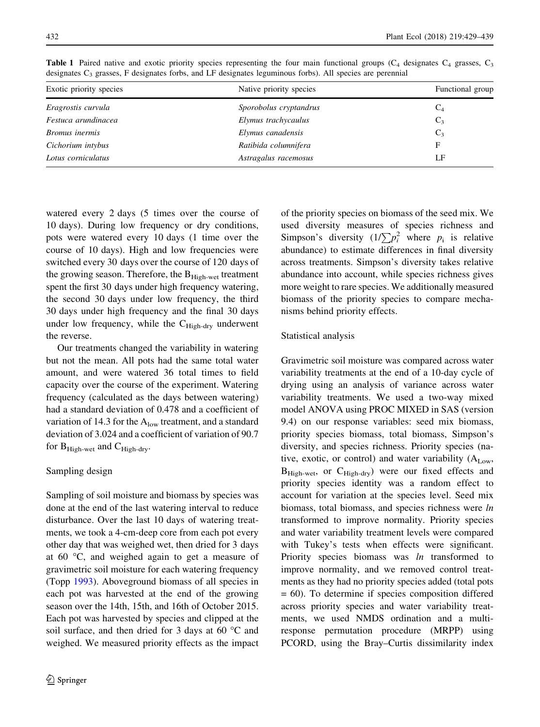**Table 1** Paired native and exotic priority species representing the four main functional groups ($C_4$ designates $C_4$ grasses, $C_3$ designates $C_3$ grasses, F designates forbs, and LF designates leguminous forbs). All species are perennial

| Exotic priority species | Native priority species | Functional group |
|---|---|---|
| *Eragrostis curvula* | *Sporobolus cryptandrus* | $C_4$ |
| *Festuca arundinacea* | *Elymus trachycaulus* | $C_3$ |
| *Bromus inermis* | *Elymus canadensis* | $C_3$ |
| *Cichorium intybus* | *Ratibida columnifera* | F |
| *Lotus corniculatus* | *Astragalus racemosus* | LF |

watered every 2 days (5 times over the course of 10 days). During low frequency or dry conditions, pots were watered every 10 days (1 time over the course of 10 days). High and low frequencies were switched every 30 days over the course of 120 days of the growing season. Therefore, the $B_{High\text{-}wet}$ treatment spent the first 30 days under high frequency watering, the second 30 days under low frequency, the third 30 days under high frequency and the final 30 days under low frequency, while the $C_{High\text{-}dry}$ underwent the reverse.

Our treatments changed the variability in watering but not the mean. All pots had the same total water amount, and were watered 36 total times to field capacity over the course of the experiment. Watering frequency (calculated as the days between watering) had a standard deviation of 0.478 and a coefficient of variation of 14.3 for the $A_{low}$ treatment, and a standard deviation of 3.024 and a coefficient of variation of 90.7 for $B_{High\text{-}wet}$ and $C_{High\text{-}dry}$.

## Sampling design

Sampling of soil moisture and biomass by species was done at the end of the last watering interval to reduce disturbance. Over the last 10 days of watering treatments, we took a 4-cm-deep core from each pot every other day that was weighed wet, then dried for 3 days at 60 °C, and weighed again to get a measure of gravimetric soil moisture for each watering frequency (Topp 1993). Aboveground biomass of all species in each pot was harvested at the end of the growing season over the 14th, 15th, and 16th of October 2015. Each pot was harvested by species and clipped at the soil surface, and then dried for 3 days at 60 °C and weighed. We measured priority effects as the impact of the priority species on biomass of the seed mix. We used diversity measures of species richness and Simpson's diversity ($1/\sum p_i^2$ where $p_i$ is relative abundance) to estimate differences in final diversity across treatments. Simpson's diversity takes relative abundance into account, while species richness gives more weight to rare species. We additionally measured biomass of the priority species to compare mechanisms behind priority effects.

## Statistical analysis

Gravimetric soil moisture was compared across water variability treatments at the end of a 10-day cycle of drying using an analysis of variance across water variability treatments. We used a two-way mixed model ANOVA using PROC MIXED in SAS (version 9.4) on our response variables: seed mix biomass, priority species biomass, total biomass, Simpson's diversity, and species richness. Priority species (native, exotic, or control) and water variability ($A_{Low}$, $B_{High\text{-}wet}$, or $C_{High\text{-}dry}$) were our fixed effects and priority species identity was a random effect to account for variation at the species level. Seed mix biomass, total biomass, and species richness were *ln* transformed to improve normality. Priority species and water variability treatment levels were compared with Tukey's tests when effects were significant. Priority species biomass was *ln* transformed to improve normality, and we removed control treatments as they had no priority species added (total pots = 60). To determine if species composition differed across priority species and water variability treatments, we used NMDS ordination and a multi-response permutation procedure (MRPP) using PCORD, using the Bray–Curtis dissimilarity index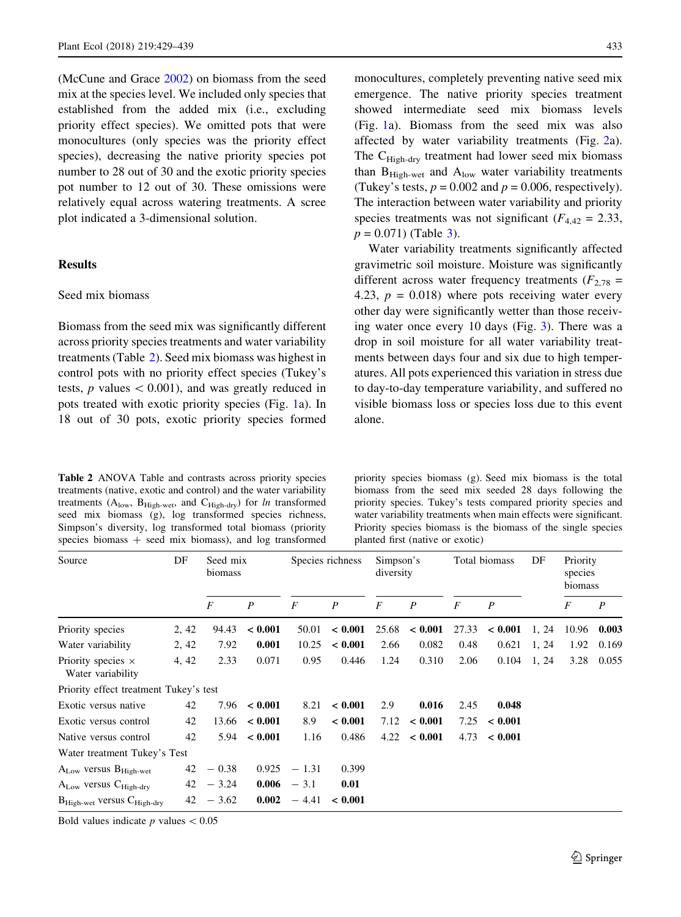(McCune and Grace 2002) on biomass from the seed mix at the species level. We included only species that established from the added mix (i.e., excluding priority effect species). We omitted pots that were monocultures (only species was the priority effect species), decreasing the native priority species pot number to 28 out of 30 and the exotic priority species pot number to 12 out of 30. These omissions were relatively equal across watering treatments. A scree plot indicated a 3-dimensional solution.

## Results

### Seed mix biomass

Biomass from the seed mix was significantly different across priority species treatments and water variability treatments (Table 2). Seed mix biomass was highest in control pots with no priority effect species (Tukey's tests, *p* values $< 0.001$), and was greatly reduced in pots treated with exotic priority species (Fig. 1a). In 18 out of 30 pots, exotic priority species formed monocultures, completely preventing native seed mix emergence. The native priority species treatment showed intermediate seed mix biomass levels (Fig. 1a). Biomass from the seed mix was also affected by water variability treatments (Fig. 2a). The $C_{High\text{-}dry}$ treatment had lower seed mix biomass than $B_{High\text{-}wet}$ and $A_{low}$ water variability treatments (Tukey's tests, $p = 0.002$ and $p = 0.006$, respectively). The interaction between water variability and priority species treatments was not significant ($F_{4,42} = 2.33$, $p = 0.071$) (Table 3).

Water variability treatments significantly affected gravimetric soil moisture. Moisture was significantly different across water frequency treatments ($F_{2,78} = 4.23$, $p = 0.018$) where pots receiving water every other day were significantly wetter than those receiving water once every 10 days (Fig. 3). There was a drop in soil moisture for all water variability treatments between days four and six due to high temperatures. All pots experienced this variation in stress due to day-to-day temperature variability, and suffered no visible biomass loss or species loss due to this event alone.

**Table 2** ANOVA Table and contrasts across priority species treatments (native, exotic and control) and the water variability treatments ($A_{low}$, $B_{High\text{-}wet}$, and $C_{High\text{-}dry}$) for *ln* transformed seed mix biomass (g), log transformed species richness, Simpson's diversity, log transformed total biomass (priority species biomass + seed mix biomass), and log transformed priority species biomass (g). Seed mix biomass is the total biomass from the seed mix seeded 28 days following the priority species. Tukey's tests compared priority species and water variability treatments when main effects were significant. Priority species biomass is the biomass of the single species planted first (native or exotic)

| Source | DF | Seed mix biomass | | Species richness | | Simpson's diversity | | Total biomass | | DF | Priority species biomass | |
|---|---|---|---|---|---|---|---|---|---|---|---|---|
| | | *F* | *P* | *F* | *P* | *F* | *P* | *F* | *P* | | *F* | *P* |
| Priority species | 2, 42 | 94.43 | **< 0.001** | 50.01 | **< 0.001** | 25.68 | **< 0.001** | 27.33 | **< 0.001** | 1, 24 | 10.96 | **0.003** |
| Water variability | 2, 42 | 7.92 | **0.001** | 10.25 | **< 0.001** | 2.66 | 0.082 | 0.48 | 0.621 | 1, 24 | 1.92 | 0.169 |
| Priority species × Water variability | 4, 42 | 2.33 | 0.071 | 0.95 | 0.446 | 1.24 | 0.310 | 2.06 | 0.104 | 1, 24 | 3.28 | 0.055 |
| Priority effect treatment Tukey's test | | | | | | | | | | | | |
| Exotic versus native | 42 | 7.96 | **< 0.001** | 8.21 | **< 0.001** | 2.9 | **0.016** | 2.45 | **0.048** | | | |
| Exotic versus control | 42 | 13.66 | **< 0.001** | 8.9 | **< 0.001** | 7.12 | **< 0.001** | 7.25 | **< 0.001** | | | |
| Native versus control | 42 | 5.94 | **< 0.001** | 1.16 | 0.486 | 4.22 | **< 0.001** | 4.73 | **< 0.001** | | | |
| Water treatment Tukey's Test | | | | | | | | | | | | |
| $A_{Low}$ versus $B_{High\text{-}wet}$ | 42 | − 0.38 | 0.925 | − 1.31 | 0.399 | | | | | | | |
| $A_{Low}$ versus $C_{High\text{-}dry}$ | 42 | − 3.24 | **0.006** | − 3.1 | **0.01** | | | | | | | |
| $B_{High\text{-}wet}$ versus $C_{High\text{-}dry}$ | 42 | − 3.62 | **0.002** | − 4.41 | **< 0.001** | | | | | | | |

Bold values indicate *p* values $< 0.05$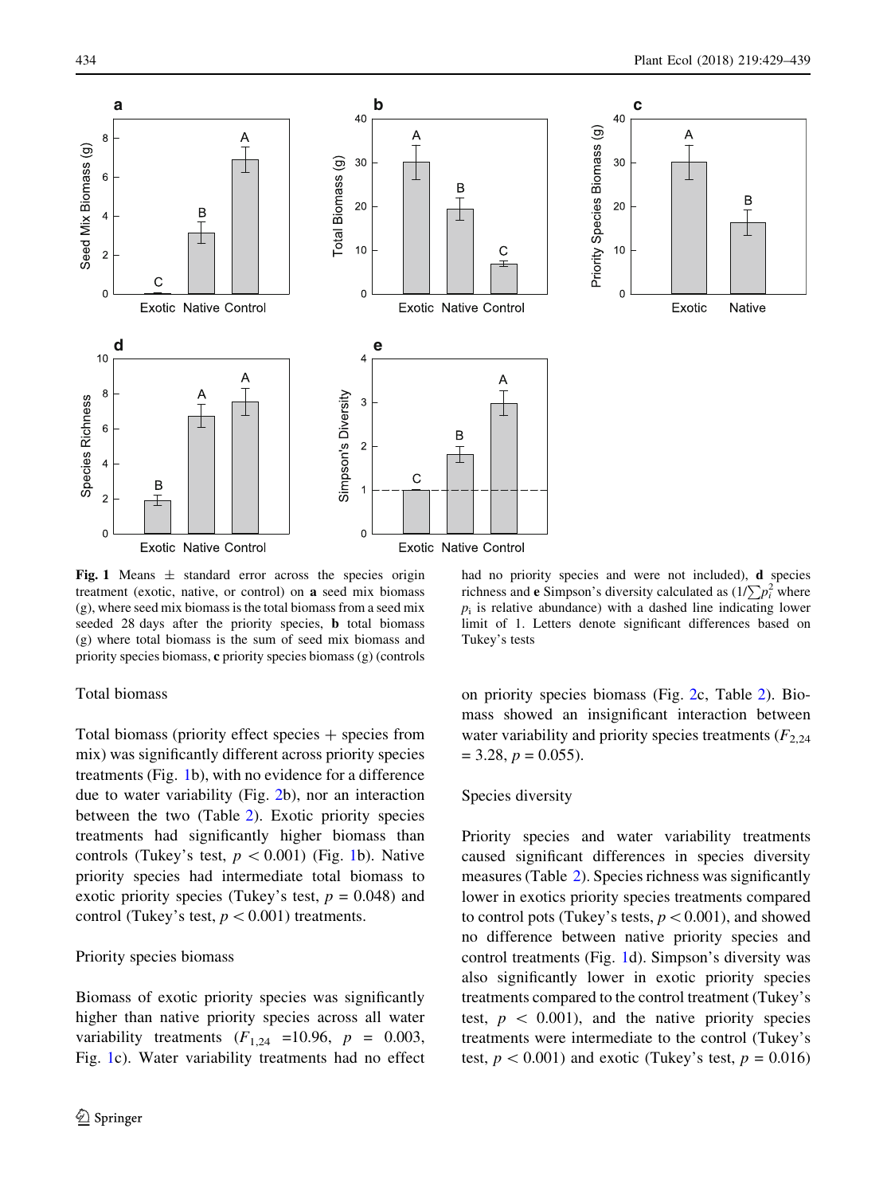a

Seed Mix Biomass (g)

8
6
4
2
0

C
B
A

Exotic Native Control

b

Total Biomass (g)

40
30
20
10
0

A
B
C

Exotic Native Control

c

Priority Species Biomass (g)

40
30
20
10
0

A
B

Exotic Native

d

Species Richness

10
8
6
4
2
0

B
A
A

Exotic Native Control

e

Simpson's Diversity

4
3
2
1
0

C
B
A

Exotic Native Control

**Fig. 1** Means ± standard error across the species origin treatment (exotic, native, or control) on **a** seed mix biomass (g), where seed mix biomass is the total biomass from a seed mix seeded 28 days after the priority species, **b** total biomass (g) where total biomass is the sum of seed mix biomass and priority species biomass, **c** priority species biomass (g) (controls had no priority species and were not included), **d** species richness and **e** Simpson's diversity calculated as $(1/\sum p_i^2$ where $p_i$ is relative abundance) with a dashed line indicating lower limit of 1. Letters denote significant differences based on Tukey's tests

### Total biomass

Total biomass (priority effect species + species from mix) was significantly different across priority species treatments (Fig. 1b), with no evidence for a difference due to water variability (Fig. 2b), nor an interaction between the two (Table 2). Exotic priority species treatments had significantly higher biomass than controls (Tukey's test, $p < 0.001$) (Fig. 1b). Native priority species had intermediate total biomass to exotic priority species (Tukey's test, $p = 0.048$) and control (Tukey's test, $p < 0.001$) treatments.

### Priority species biomass

Biomass of exotic priority species was significantly higher than native priority species across all water variability treatments ($F_{1,24}$ =10.96, $p$ = 0.003, Fig. 1c). Water variability treatments had no effect on priority species biomass (Fig. 2c, Table 2). Biomass showed an insignificant interaction between water variability and priority species treatments ($F_{2,24}$ = 3.28, $p = 0.055$).

### Species diversity

Priority species and water variability treatments caused significant differences in species diversity measures (Table 2). Species richness was significantly lower in exotics priority species treatments compared to control pots (Tukey's tests, $p < 0.001$), and showed no difference between native priority species and control treatments (Fig. 1d). Simpson's diversity was also significantly lower in exotic priority species treatments compared to the control treatment (Tukey's test, $p < 0.001$), and the native priority species treatments were intermediate to the control (Tukey's test, $p < 0.001$) and exotic (Tukey's test, $p = 0.016$)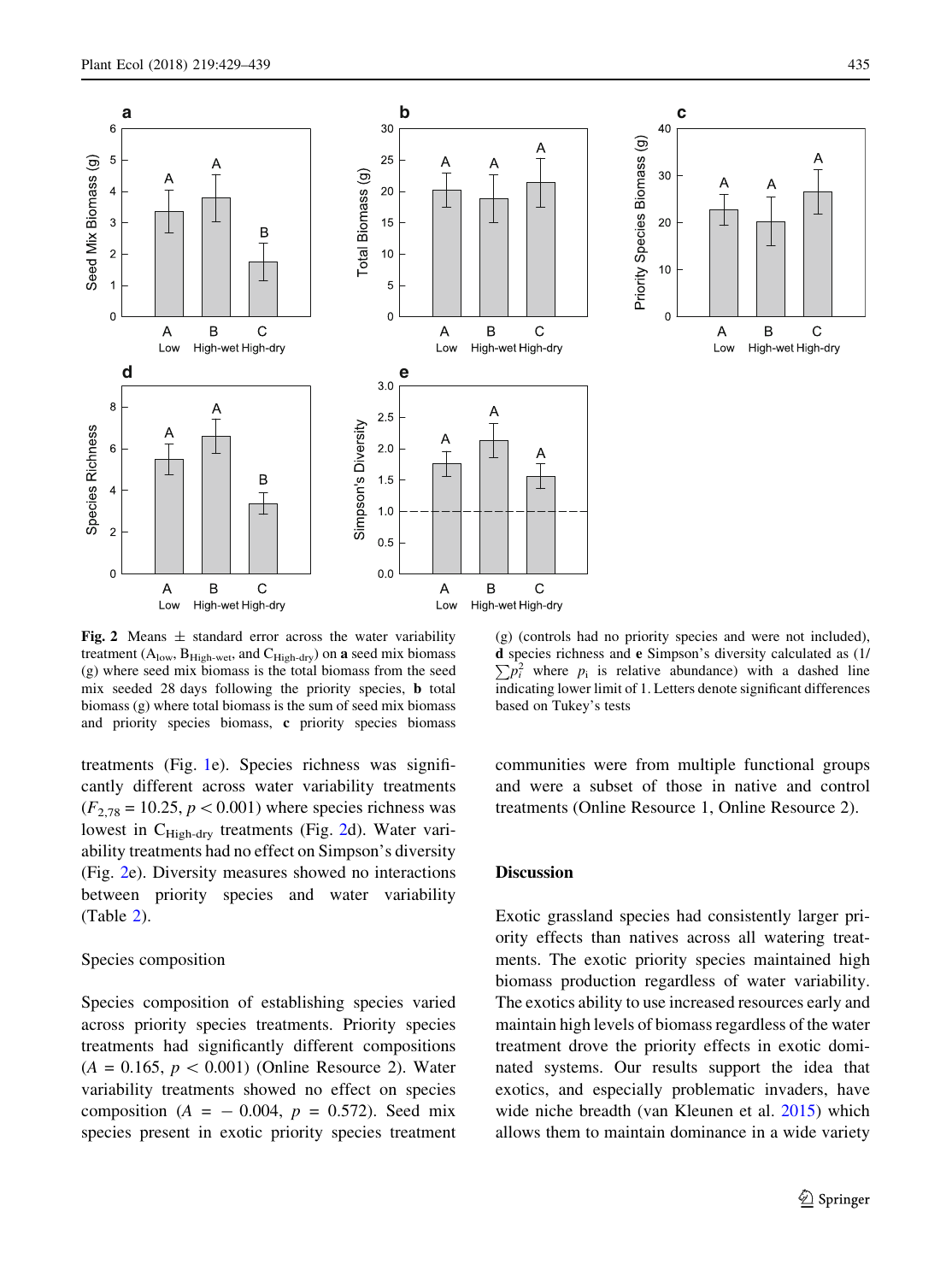a

Seed Mix Biomass (g)

6, 5, 4, 3, 2, 1, 0

A, A, B

A Low, B High-wet, C High-dry

b

Total Biomass (g)

30, 25, 20, 15, 10, 5, 0

A, A, A

A Low, B High-wet, C High-dry

c

Priority Species Biomass (g)

40, 30, 20, 10, 0

A, A, A

A Low, B High-wet, C High-dry

d

Species Richness

8, 6, 4, 2, 0

A, A, B

A Low, B High-wet, C High-dry

e

Simpson's Diversity

3.0, 2.5, 2.0, 1.5, 1.0, 0.5, 0.0

A, A, A

A Low, B High-wet, C High-dry

**Fig. 2** Means ± standard error across the water variability treatment ($A_{low}$, $B_{High\text{-}wet}$, and $C_{High\text{-}dry}$) on **a** seed mix biomass (g) where seed mix biomass is the total biomass from the seed mix seeded 28 days following the priority species, **b** total biomass (g) where total biomass is the sum of seed mix biomass and priority species biomass, **c** priority species biomass (g) (controls had no priority species and were not included), **d** species richness and **e** Simpson's diversity calculated as ($1/\sum p_i^2$ where $p_i$ is relative abundance) with a dashed line indicating lower limit of 1. Letters denote significant differences based on Tukey's tests

treatments (Fig. 1e). Species richness was significantly different across water variability treatments ($F_{2,78} = 10.25$, $p < 0.001$) where species richness was lowest in $C_{High\text{-}dry}$ treatments (Fig. 2d). Water variability treatments had no effect on Simpson's diversity (Fig. 2e). Diversity measures showed no interactions between priority species and water variability (Table 2).

Species composition

Species composition of establishing species varied across priority species treatments. Priority species treatments had significantly different compositions ($A = 0.165$, $p < 0.001$) (Online Resource 2). Water variability treatments showed no effect on species composition ($A = -0.004$, $p = 0.572$). Seed mix species present in exotic priority species treatment communities were from multiple functional groups and were a subset of those in native and control treatments (Online Resource 1, Online Resource 2).

## Discussion

Exotic grassland species had consistently larger priority effects than natives across all watering treatments. The exotic priority species maintained high biomass production regardless of water variability. The exotics ability to use increased resources early and maintain high levels of biomass regardless of the water treatment drove the priority effects in exotic dominated systems. Our results support the idea that exotics, and especially problematic invaders, have wide niche breadth (van Kleunen et al. 2015) which allows them to maintain dominance in a wide variety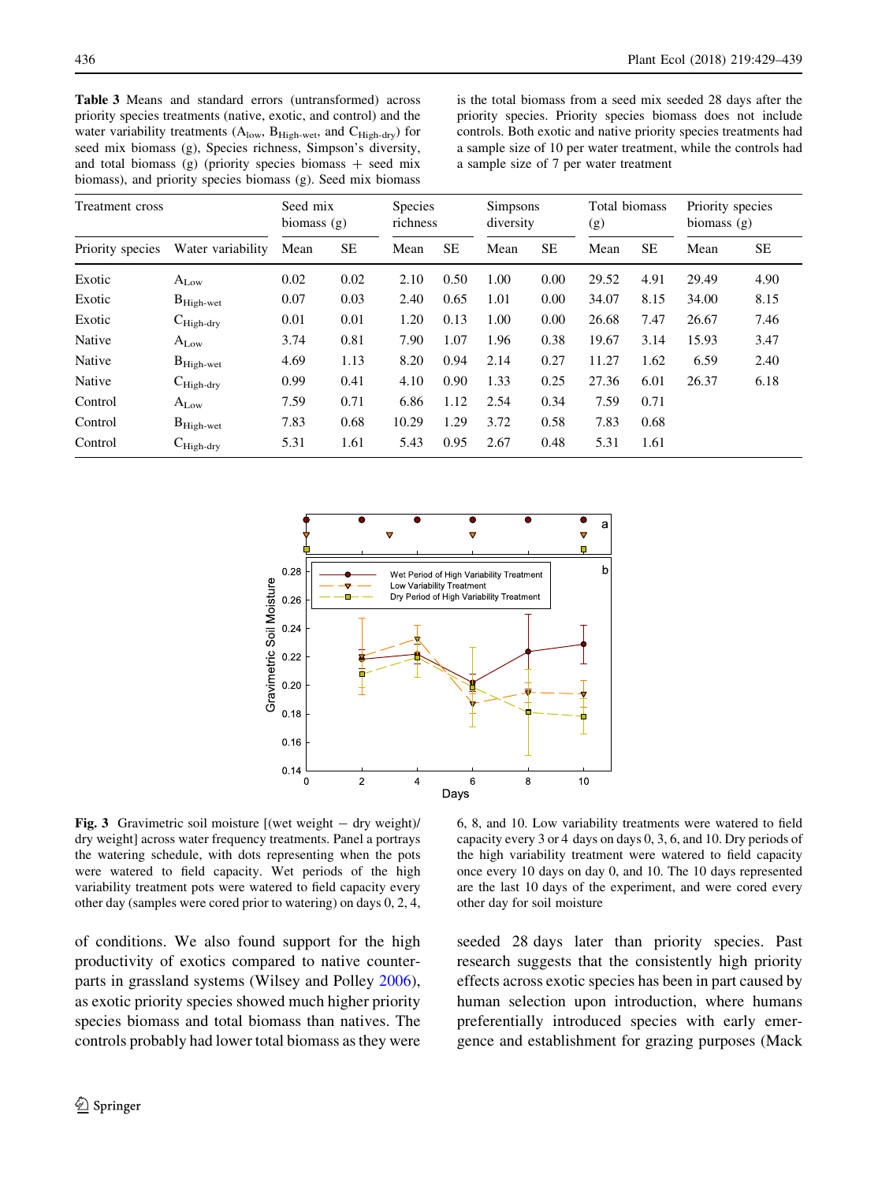**Table 3** Means and standard errors (untransformed) across priority species treatments (native, exotic, and control) and the water variability treatments ($A_{low}$, $B_{High\text{-}wet}$, and $C_{High\text{-}dry}$) for seed mix biomass (g), Species richness, Simpson's diversity, and total biomass (g) (priority species biomass + seed mix biomass), and priority species biomass (g). Seed mix biomass is the total biomass from a seed mix seeded 28 days after the priority species. Priority species biomass does not include controls. Both exotic and native priority species treatments had a sample size of 10 per water treatment, while the controls had a sample size of 7 per water treatment

| Treatment cross | | Seed mix biomass (g) | | Species richness | | Simpsons diversity | | Total biomass (g) | | Priority species biomass (g) | |
|---|---|---|---|---|---|---|---|---|---|---|---|
| Priority species | Water variability | Mean | SE | Mean | SE | Mean | SE | Mean | SE | Mean | SE |
| Exotic | $A_{Low}$ | 0.02 | 0.02 | 2.10 | 0.50 | 1.00 | 0.00 | 29.52 | 4.91 | 29.49 | 4.90 |
| Exotic | $B_{High\text{-}wet}$ | 0.07 | 0.03 | 2.40 | 0.65 | 1.01 | 0.00 | 34.07 | 8.15 | 34.00 | 8.15 |
| Exotic | $C_{High\text{-}dry}$ | 0.01 | 0.01 | 1.20 | 0.13 | 1.00 | 0.00 | 26.68 | 7.47 | 26.67 | 7.46 |
| Native | $A_{Low}$ | 3.74 | 0.81 | 7.90 | 1.07 | 1.96 | 0.38 | 19.67 | 3.14 | 15.93 | 3.47 |
| Native | $B_{High\text{-}wet}$ | 4.69 | 1.13 | 8.20 | 0.94 | 2.14 | 0.27 | 11.27 | 1.62 | 6.59 | 2.40 |
| Native | $C_{High\text{-}dry}$ | 0.99 | 0.41 | 4.10 | 0.90 | 1.33 | 0.25 | 27.36 | 6.01 | 26.37 | 6.18 |
| Control | $A_{Low}$ | 7.59 | 0.71 | 6.86 | 1.12 | 2.54 | 0.34 | 7.59 | 0.71 | | |
| Control | $B_{High\text{-}wet}$ | 7.83 | 0.68 | 10.29 | 1.29 | 3.72 | 0.58 | 7.83 | 0.68 | | |
| Control | $C_{High\text{-}dry}$ | 5.31 | 1.61 | 5.43 | 0.95 | 2.67 | 0.48 | 5.31 | 1.61 | | |

a

b

Wet Period of High Variability Treatment
Low Variability Treatment
Dry Period of High Variability Treatment

Gravimetric Soil Moisture

0.28
0.26
0.24
0.22
0.20
0.18
0.16
0.14

0 2 4 6 8 10

Days

**Fig. 3** Gravimetric soil moisture [(wet weight − dry weight)/dry weight] across water frequency treatments. Panel a portrays the watering schedule, with dots representing when the pots were watered to field capacity. Wet periods of the high variability treatment pots were watered to field capacity every other day (samples were cored prior to watering) on days 0, 2, 4, 6, 8, and 10. Low variability treatments were watered to field capacity every 3 or 4 days on days 0, 3, 6, and 10. Dry periods of the high variability treatment were watered to field capacity once every 10 days on day 0, and 10. The 10 days represented are the last 10 days of the experiment, and were cored every other day for soil moisture

of conditions. We also found support for the high productivity of exotics compared to native counterparts in grassland systems (Wilsey and Polley 2006), as exotic priority species showed much higher priority species biomass and total biomass than natives. The controls probably had lower total biomass as they were seeded 28 days later than priority species. Past research suggests that the consistently high priority effects across exotic species has been in part caused by human selection upon introduction, where humans preferentially introduced species with early emergence and establishment for grazing purposes (Mack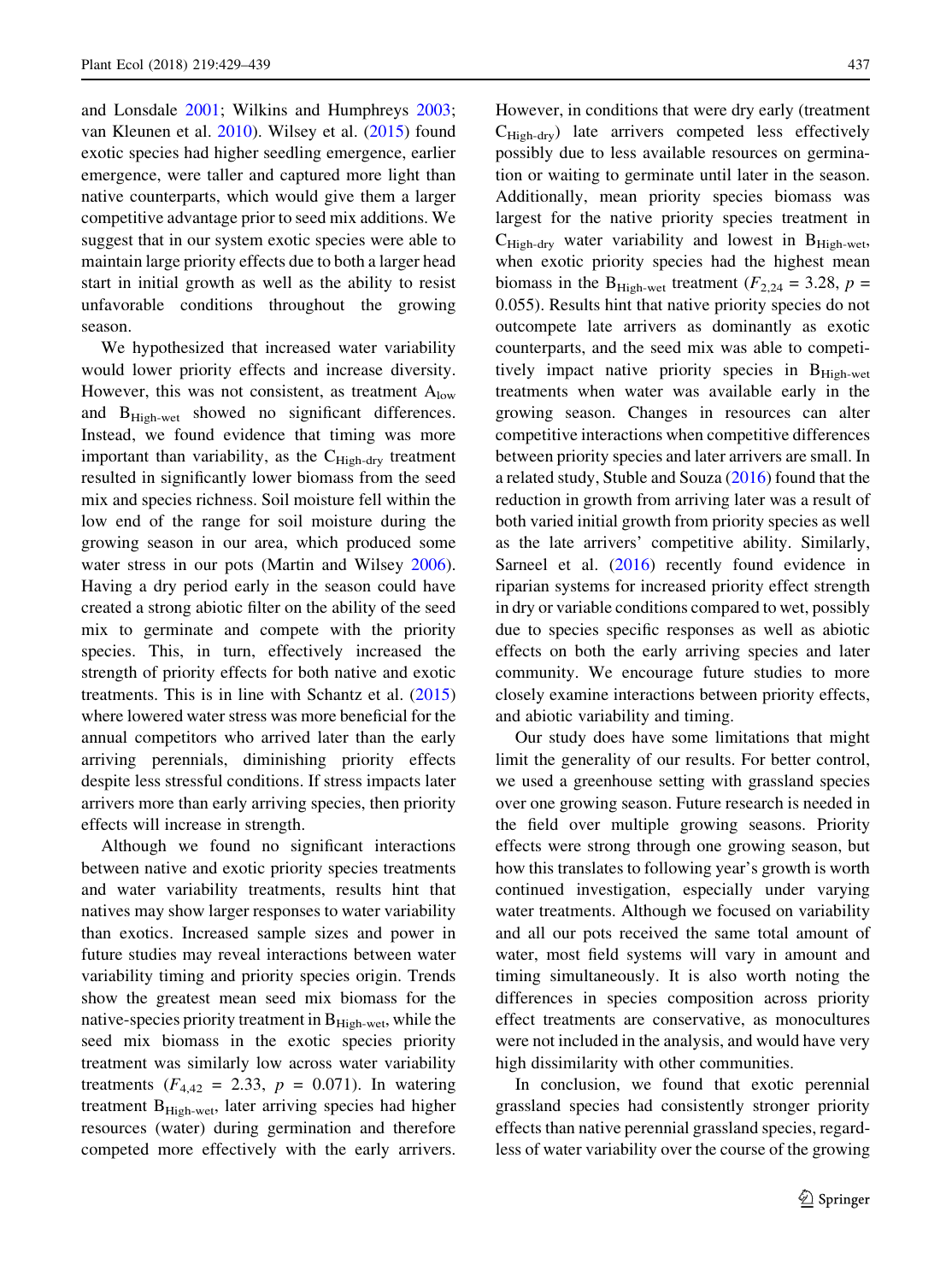and Lonsdale 2001; Wilkins and Humphreys 2003; van Kleunen et al. 2010). Wilsey et al. (2015) found exotic species had higher seedling emergence, earlier emergence, were taller and captured more light than native counterparts, which would give them a larger competitive advantage prior to seed mix additions. We suggest that in our system exotic species were able to maintain large priority effects due to both a larger head start in initial growth as well as the ability to resist unfavorable conditions throughout the growing season.

We hypothesized that increased water variability would lower priority effects and increase diversity. However, this was not consistent, as treatment $A_{low}$ and $B_{High\text{-}wet}$ showed no significant differences. Instead, we found evidence that timing was more important than variability, as the $C_{High\text{-}dry}$ treatment resulted in significantly lower biomass from the seed mix and species richness. Soil moisture fell within the low end of the range for soil moisture during the growing season in our area, which produced some water stress in our pots (Martin and Wilsey 2006). Having a dry period early in the season could have created a strong abiotic filter on the ability of the seed mix to germinate and compete with the priority species. This, in turn, effectively increased the strength of priority effects for both native and exotic treatments. This is in line with Schantz et al. (2015) where lowered water stress was more beneficial for the annual competitors who arrived later than the early arriving perennials, diminishing priority effects despite less stressful conditions. If stress impacts later arrivers more than early arriving species, then priority effects will increase in strength.

Although we found no significant interactions between native and exotic priority species treatments and water variability treatments, results hint that natives may show larger responses to water variability than exotics. Increased sample sizes and power in future studies may reveal interactions between water variability timing and priority species origin. Trends show the greatest mean seed mix biomass for the native-species priority treatment in $B_{High\text{-}wet}$, while the seed mix biomass in the exotic species priority treatment was similarly low across water variability treatments ($F_{4,42} = 2.33$, $p = 0.071$). In watering treatment $B_{High\text{-}wet}$, later arriving species had higher resources (water) during germination and therefore competed more effectively with the early arrivers. However, in conditions that were dry early (treatment $C_{High\text{-}dry}$) late arrivers competed less effectively possibly due to less available resources on germination or waiting to germinate until later in the season. Additionally, mean priority species biomass was largest for the native priority species treatment in $C_{High\text{-}dry}$ water variability and lowest in $B_{High\text{-}wet}$, when exotic priority species had the highest mean biomass in the $B_{High\text{-}wet}$ treatment ($F_{2,24} = 3.28$, $p = 0.055$). Results hint that native priority species do not outcompete late arrivers as dominantly as exotic counterparts, and the seed mix was able to competitively impact native priority species in $B_{High\text{-}wet}$ treatments when water was available early in the growing season. Changes in resources can alter competitive interactions when competitive differences between priority species and later arrivers are small. In a related study, Stuble and Souza (2016) found that the reduction in growth from arriving later was a result of both varied initial growth from priority species as well as the late arrivers' competitive ability. Similarly, Sarneel et al. (2016) recently found evidence in riparian systems for increased priority effect strength in dry or variable conditions compared to wet, possibly due to species specific responses as well as abiotic effects on both the early arriving species and later community. We encourage future studies to more closely examine interactions between priority effects, and abiotic variability and timing.

Our study does have some limitations that might limit the generality of our results. For better control, we used a greenhouse setting with grassland species over one growing season. Future research is needed in the field over multiple growing seasons. Priority effects were strong through one growing season, but how this translates to following year's growth is worth continued investigation, especially under varying water treatments. Although we focused on variability and all our pots received the same total amount of water, most field systems will vary in amount and timing simultaneously. It is also worth noting the differences in species composition across priority effect treatments are conservative, as monocultures were not included in the analysis, and would have very high dissimilarity with other communities.

In conclusion, we found that exotic perennial grassland species had consistently stronger priority effects than native perennial grassland species, regardless of water variability over the course of the growing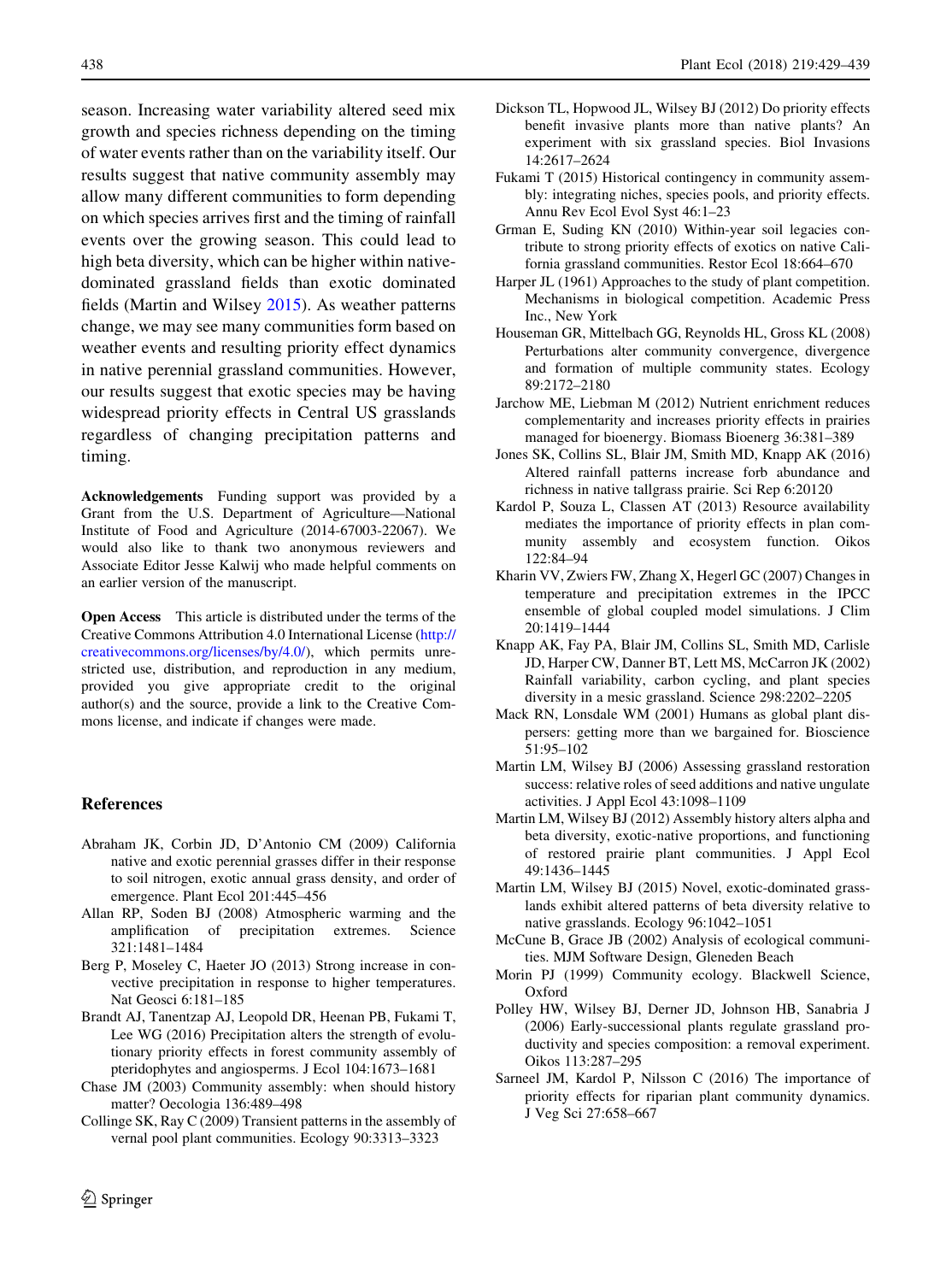season. Increasing water variability altered seed mix growth and species richness depending on the timing of water events rather than on the variability itself. Our results suggest that native community assembly may allow many different communities to form depending on which species arrives first and the timing of rainfall events over the growing season. This could lead to high beta diversity, which can be higher within native-dominated grassland fields than exotic dominated fields (Martin and Wilsey 2015). As weather patterns change, we may see many communities form based on weather events and resulting priority effect dynamics in native perennial grassland communities. However, our results suggest that exotic species may be having widespread priority effects in Central US grasslands regardless of changing precipitation patterns and timing.

**Acknowledgements** Funding support was provided by a Grant from the U.S. Department of Agriculture—National Institute of Food and Agriculture (2014-67003-22067). We would also like to thank two anonymous reviewers and Associate Editor Jesse Kalwij who made helpful comments on an earlier version of the manuscript.

**Open Access** This article is distributed under the terms of the Creative Commons Attribution 4.0 International License (http://creativecommons.org/licenses/by/4.0/), which permits unrestricted use, distribution, and reproduction in any medium, provided you give appropriate credit to the original author(s) and the source, provide a link to the Creative Commons license, and indicate if changes were made.

## References

Abraham JK, Corbin JD, D'Antonio CM (2009) California native and exotic perennial grasses differ in their response to soil nitrogen, exotic annual grass density, and order of emergence. Plant Ecol 201:445–456

Allan RP, Soden BJ (2008) Atmospheric warming and the amplification of precipitation extremes. Science 321:1481–1484

Berg P, Moseley C, Haeter JO (2013) Strong increase in convective precipitation in response to higher temperatures. Nat Geosci 6:181–185

Brandt AJ, Tanentzap AJ, Leopold DR, Heenan PB, Fukami T, Lee WG (2016) Precipitation alters the strength of evolutionary priority effects in forest community assembly of pteridophytes and angiosperms. J Ecol 104:1673–1681

Chase JM (2003) Community assembly: when should history matter? Oecologia 136:489–498

Collinge SK, Ray C (2009) Transient patterns in the assembly of vernal pool plant communities. Ecology 90:3313–3323

Dickson TL, Hopwood JL, Wilsey BJ (2012) Do priority effects benefit invasive plants more than native plants? An experiment with six grassland species. Biol Invasions 14:2617–2624

Fukami T (2015) Historical contingency in community assembly: integrating niches, species pools, and priority effects. Annu Rev Ecol Evol Syst 46:1–23

Grman E, Suding KN (2010) Within-year soil legacies contribute to strong priority effects of exotics on native California grassland communities. Restor Ecol 18:664–670

Harper JL (1961) Approaches to the study of plant competition. Mechanisms in biological competition. Academic Press Inc., New York

Houseman GR, Mittelbach GG, Reynolds HL, Gross KL (2008) Perturbations alter community convergence, divergence and formation of multiple community states. Ecology 89:2172–2180

Jarchow ME, Liebman M (2012) Nutrient enrichment reduces complementarity and increases priority effects in prairies managed for bioenergy. Biomass Bioenerg 36:381–389

Jones SK, Collins SL, Blair JM, Smith MD, Knapp AK (2016) Altered rainfall patterns increase forb abundance and richness in native tallgrass prairie. Sci Rep 6:20120

Kardol P, Souza L, Classen AT (2013) Resource availability mediates the importance of priority effects in plan community assembly and ecosystem function. Oikos 122:84–94

Kharin VV, Zwiers FW, Zhang X, Hegerl GC (2007) Changes in temperature and precipitation extremes in the IPCC ensemble of global coupled model simulations. J Clim 20:1419–1444

Knapp AK, Fay PA, Blair JM, Collins SL, Smith MD, Carlisle JD, Harper CW, Danner BT, Lett MS, McCarron JK (2002) Rainfall variability, carbon cycling, and plant species diversity in a mesic grassland. Science 298:2202–2205

Mack RN, Lonsdale WM (2001) Humans as global plant dispersers: getting more than we bargained for. Bioscience 51:95–102

Martin LM, Wilsey BJ (2006) Assessing grassland restoration success: relative roles of seed additions and native ungulate activities. J Appl Ecol 43:1098–1109

Martin LM, Wilsey BJ (2012) Assembly history alters alpha and beta diversity, exotic-native proportions, and functioning of restored prairie plant communities. J Appl Ecol 49:1436–1445

Martin LM, Wilsey BJ (2015) Novel, exotic-dominated grasslands exhibit altered patterns of beta diversity relative to native grasslands. Ecology 96:1042–1051

McCune B, Grace JB (2002) Analysis of ecological communities. MJM Software Design, Gleneden Beach

Morin PJ (1999) Community ecology. Blackwell Science, Oxford

Polley HW, Wilsey BJ, Derner JD, Johnson HB, Sanabria J (2006) Early-successional plants regulate grassland productivity and species composition: a removal experiment. Oikos 113:287–295

Sarneel JM, Kardol P, Nilsson C (2016) The importance of priority effects for riparian plant community dynamics. J Veg Sci 27:658–667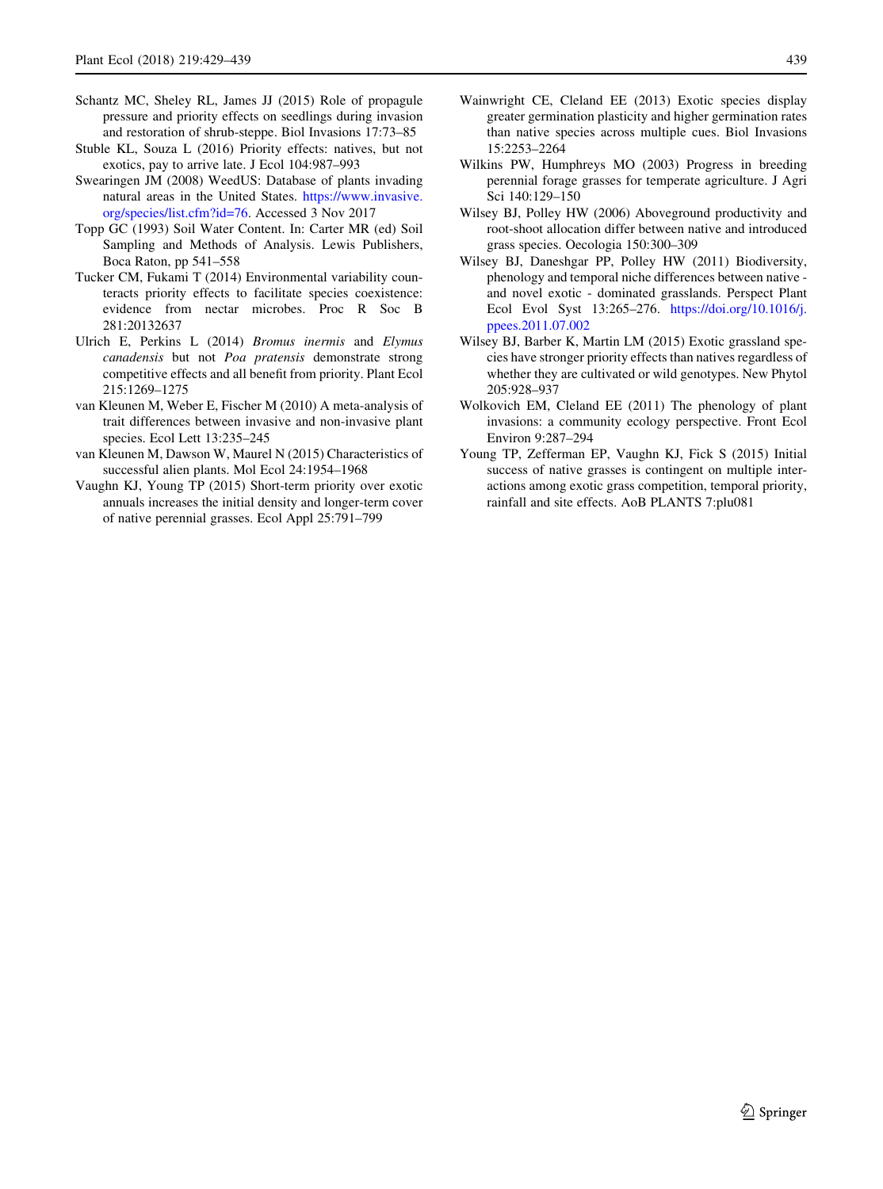Schantz MC, Sheley RL, James JJ (2015) Role of propagule pressure and priority effects on seedlings during invasion and restoration of shrub-steppe. Biol Invasions 17:73–85

Stuble KL, Souza L (2016) Priority effects: natives, but not exotics, pay to arrive late. J Ecol 104:987–993

Swearingen JM (2008) WeedUS: Database of plants invading natural areas in the United States. https://www.invasive.org/species/list.cfm?id=76. Accessed 3 Nov 2017

Topp GC (1993) Soil Water Content. In: Carter MR (ed) Soil Sampling and Methods of Analysis. Lewis Publishers, Boca Raton, pp 541–558

Tucker CM, Fukami T (2014) Environmental variability counteracts priority effects to facilitate species coexistence: evidence from nectar microbes. Proc R Soc B 281:20132637

Ulrich E, Perkins L (2014) *Bromus inermis* and *Elymus canadensis* but not *Poa pratensis* demonstrate strong competitive effects and all benefit from priority. Plant Ecol 215:1269–1275

van Kleunen M, Weber E, Fischer M (2010) A meta-analysis of trait differences between invasive and non-invasive plant species. Ecol Lett 13:235–245

van Kleunen M, Dawson W, Maurel N (2015) Characteristics of successful alien plants. Mol Ecol 24:1954–1968

Vaughn KJ, Young TP (2015) Short-term priority over exotic annuals increases the initial density and longer-term cover of native perennial grasses. Ecol Appl 25:791–799

Wainwright CE, Cleland EE (2013) Exotic species display greater germination plasticity and higher germination rates than native species across multiple cues. Biol Invasions 15:2253–2264

Wilkins PW, Humphreys MO (2003) Progress in breeding perennial forage grasses for temperate agriculture. J Agri Sci 140:129–150

Wilsey BJ, Polley HW (2006) Aboveground productivity and root-shoot allocation differ between native and introduced grass species. Oecologia 150:300–309

Wilsey BJ, Daneshgar PP, Polley HW (2011) Biodiversity, phenology and temporal niche differences between native - and novel exotic - dominated grasslands. Perspect Plant Ecol Evol Syst 13:265–276. https://doi.org/10.1016/j.ppees.2011.07.002

Wilsey BJ, Barber K, Martin LM (2015) Exotic grassland species have stronger priority effects than natives regardless of whether they are cultivated or wild genotypes. New Phytol 205:928–937

Wolkovich EM, Cleland EE (2011) The phenology of plant invasions: a community ecology perspective. Front Ecol Environ 9:287–294

Young TP, Zefferman EP, Vaughn KJ, Fick S (2015) Initial success of native grasses is contingent on multiple interactions among exotic grass competition, temporal priority, rainfall and site effects. AoB PLANTS 7:plu081